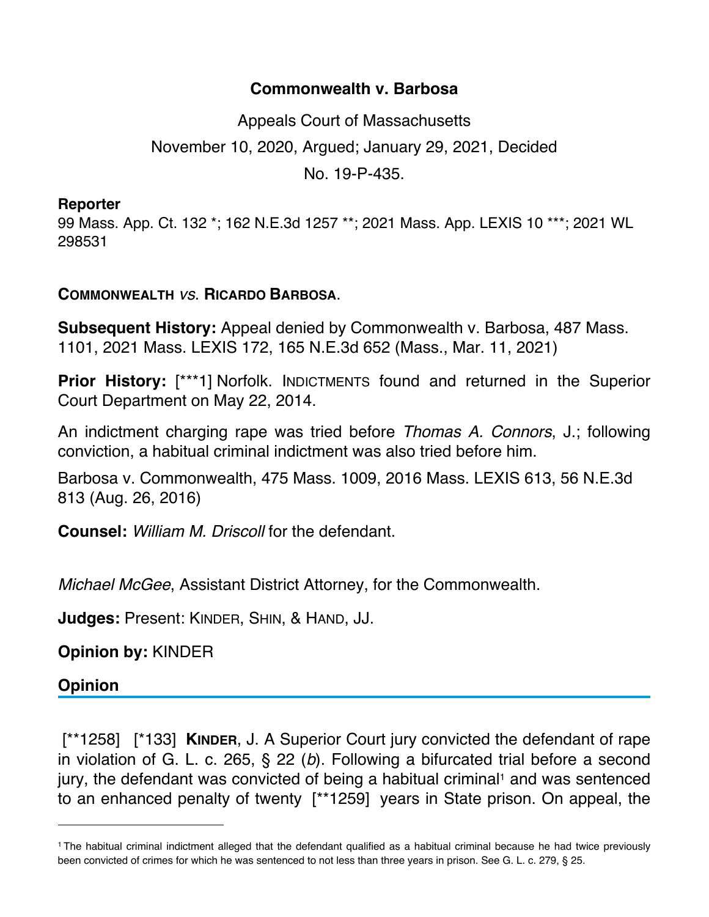# Commonwealth v. Barbosa

Appeals Court of Massachusetts

November 10, 2020, Argued; January 29, 2021, Decided

No. 19-P-435.

**Reporter**

99 Mass. App. Ct. 132 *; 162 N.E.3d 1257 **; 2021 Mass. App. LEXIS 10 ***; 2021 WL 298531

**COMMONWEALTH** *vs.* **RICARDO BARBOSA**.

**Subsequent History:** Appeal denied by Commonwealth v. Barbosa, 487 Mass. 1101, 2021 Mass. LEXIS 172, 165 N.E.3d 652 (Mass., Mar. 11, 2021)

**Prior History:** [***1] Norfolk. INDICTMENTS found and returned in the Superior Court Department on May 22, 2014.

An indictment charging rape was tried before *Thomas A. Connors*, J.; following conviction, a habitual criminal indictment was also tried before him.

Barbosa v. Commonwealth, 475 Mass. 1009, 2016 Mass. LEXIS 613, 56 N.E.3d 813 (Aug. 26, 2016)

**Counsel:** *William M. Driscoll* for the defendant.

*Michael McGee*, Assistant District Attorney, for the Commonwealth.

**Judges:** Present: KINDER, SHIN, & HAND, JJ.

**Opinion by:** KINDER

## Opinion

[**1258] [*133] **KINDER**, J. A Superior Court jury convicted the defendant of rape in violation of G. L. c. 265, § 22 (*b*). Following a bifurcated trial before a second jury, the defendant was convicted of being a habitual criminal[1] and was sentenced to an enhanced penalty of twenty [**1259] years in State prison. On appeal, the

---

[1] The habitual criminal indictment alleged that the defendant qualified as a habitual criminal because he had twice previously been convicted of crimes for which he was sentenced to not less than three years in prison. See G. L. c. 279, § 25.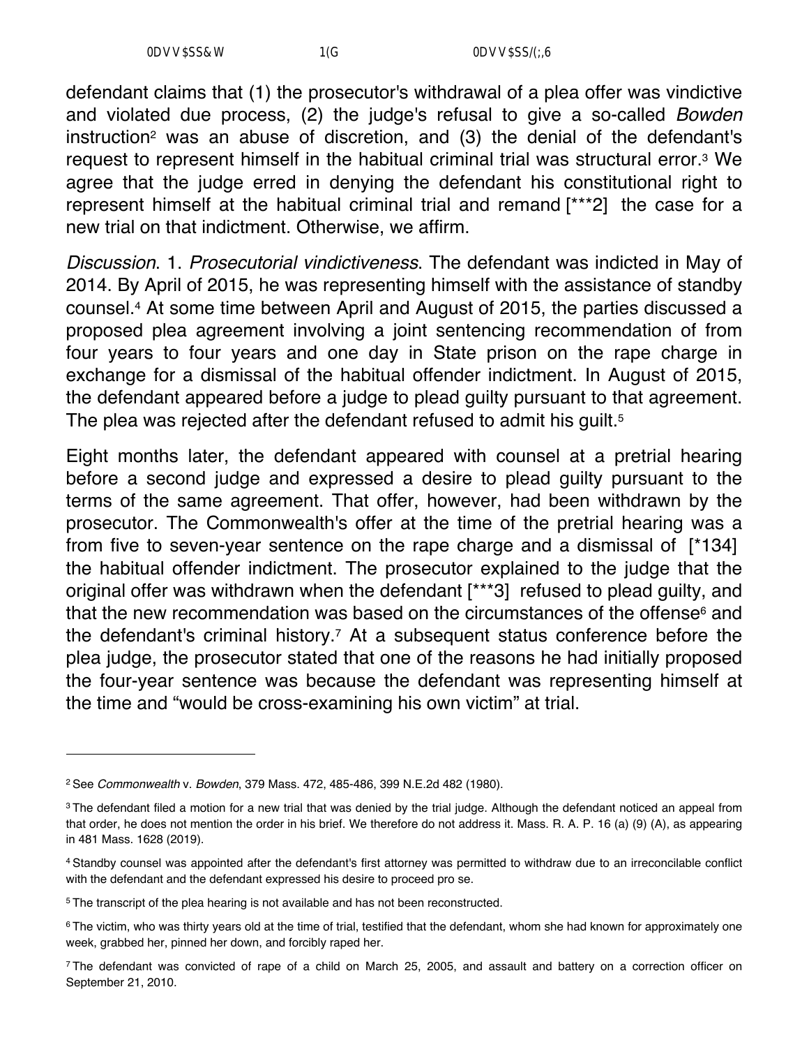defendant claims that (1) the prosecutor's withdrawal of a plea offer was vindictive and violated due process, (2) the judge's refusal to give a so-called *Bowden* instruction[2] was an abuse of discretion, and (3) the denial of the defendant's request to represent himself in the habitual criminal trial was structural error.[3] We agree that the judge erred in denying the defendant his constitutional right to represent himself at the habitual criminal trial and remand [***2] the case for a new trial on that indictment. Otherwise, we affirm.

*Discussion*. 1. *Prosecutorial vindictiveness*. The defendant was indicted in May of 2014. By April of 2015, he was representing himself with the assistance of standby counsel.[4] At some time between April and August of 2015, the parties discussed a proposed plea agreement involving a joint sentencing recommendation of from four years to four years and one day in State prison on the rape charge in exchange for a dismissal of the habitual offender indictment. In August of 2015, the defendant appeared before a judge to plead guilty pursuant to that agreement. The plea was rejected after the defendant refused to admit his guilt.[5]

Eight months later, the defendant appeared with counsel at a pretrial hearing before a second judge and expressed a desire to plead guilty pursuant to the terms of the same agreement. That offer, however, had been withdrawn by the prosecutor. The Commonwealth's offer at the time of the pretrial hearing was a from five to seven-year sentence on the rape charge and a dismissal of [*134] the habitual offender indictment. The prosecutor explained to the judge that the original offer was withdrawn when the defendant [***3] refused to plead guilty, and that the new recommendation was based on the circumstances of the offense[6] and the defendant's criminal history.[7] At a subsequent status conference before the plea judge, the prosecutor stated that one of the reasons he had initially proposed the four-year sentence was because the defendant was representing himself at the time and "would be cross-examining his own victim" at trial.

---

[2] See *Commonwealth* v. *Bowden*, 379 Mass. 472, 485-486, 399 N.E.2d 482 (1980).

[3] The defendant filed a motion for a new trial that was denied by the trial judge. Although the defendant noticed an appeal from that order, he does not mention the order in his brief. We therefore do not address it. Mass. R. A. P. 16 (a) (9) (A), as appearing in 481 Mass. 1628 (2019).

[4] Standby counsel was appointed after the defendant's first attorney was permitted to withdraw due to an irreconcilable conflict with the defendant and the defendant expressed his desire to proceed pro se.

[5] The transcript of the plea hearing is not available and has not been reconstructed.

[6] The victim, who was thirty years old at the time of trial, testified that the defendant, whom she had known for approximately one week, grabbed her, pinned her down, and forcibly raped her.

[7] The defendant was convicted of rape of a child on March 25, 2005, and assault and battery on a correction officer on September 21, 2010.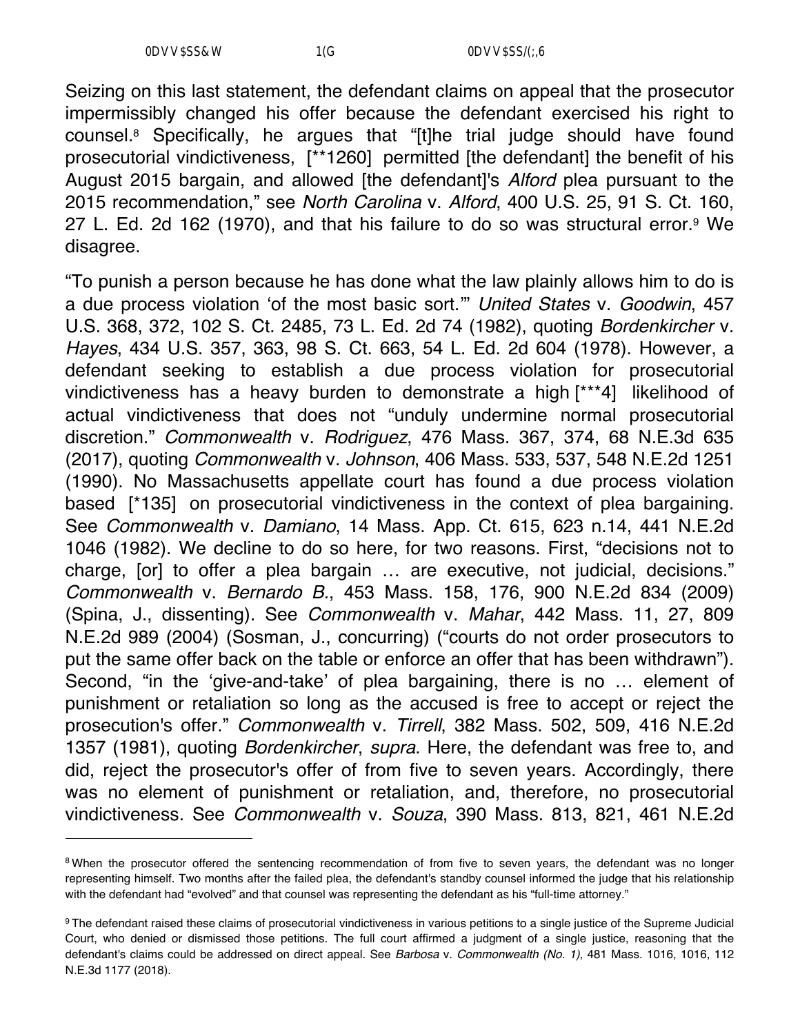Seizing on this last statement, the defendant claims on appeal that the prosecutor impermissibly changed his offer because the defendant exercised his right to counsel.[8] Specifically, he argues that "[t]he trial judge should have found prosecutorial vindictiveness, [**1260] permitted [the defendant] the benefit of his August 2015 bargain, and allowed [the defendant]'s *Alford* plea pursuant to the 2015 recommendation," see *North Carolina* v. *Alford*, 400 U.S. 25, 91 S. Ct. 160, 27 L. Ed. 2d 162 (1970), and that his failure to do so was structural error.[9] We disagree.

"To punish a person because he has done what the law plainly allows him to do is a due process violation 'of the most basic sort.'" *United States* v. *Goodwin*, 457 U.S. 368, 372, 102 S. Ct. 2485, 73 L. Ed. 2d 74 (1982), quoting *Bordenkircher* v. *Hayes*, 434 U.S. 357, 363, 98 S. Ct. 663, 54 L. Ed. 2d 604 (1978). However, a defendant seeking to establish a due process violation for prosecutorial vindictiveness has a heavy burden to demonstrate a high [***4] likelihood of actual vindictiveness that does not "unduly undermine normal prosecutorial discretion." *Commonwealth* v. *Rodriguez*, 476 Mass. 367, 374, 68 N.E.3d 635 (2017), quoting *Commonwealth* v. *Johnson*, 406 Mass. 533, 537, 548 N.E.2d 1251 (1990). No Massachusetts appellate court has found a due process violation based [*135] on prosecutorial vindictiveness in the context of plea bargaining. See *Commonwealth* v. *Damiano*, 14 Mass. App. Ct. 615, 623 n.14, 441 N.E.2d 1046 (1982). We decline to do so here, for two reasons. First, "decisions not to charge, [or] to offer a plea bargain … are executive, not judicial, decisions." *Commonwealth* v. *Bernardo B.*, 453 Mass. 158, 176, 900 N.E.2d 834 (2009) (Spina, J., dissenting). See *Commonwealth* v. *Mahar*, 442 Mass. 11, 27, 809 N.E.2d 989 (2004) (Sosman, J., concurring) ("courts do not order prosecutors to put the same offer back on the table or enforce an offer that has been withdrawn"). Second, "in the 'give-and-take' of plea bargaining, there is no … element of punishment or retaliation so long as the accused is free to accept or reject the prosecution's offer." *Commonwealth* v. *Tirrell*, 382 Mass. 502, 509, 416 N.E.2d 1357 (1981), quoting *Bordenkircher*, *supra*. Here, the defendant was free to, and did, reject the prosecutor's offer of from five to seven years. Accordingly, there was no element of punishment or retaliation, and, therefore, no prosecutorial vindictiveness. See *Commonwealth* v. *Souza*, 390 Mass. 813, 821, 461 N.E.2d

---

[8] When the prosecutor offered the sentencing recommendation of from five to seven years, the defendant was no longer representing himself. Two months after the failed plea, the defendant's standby counsel informed the judge that his relationship with the defendant had "evolved" and that counsel was representing the defendant as his "full-time attorney."

[9] The defendant raised these claims of prosecutorial vindictiveness in various petitions to a single justice of the Supreme Judicial Court, who denied or dismissed those petitions. The full court affirmed a judgment of a single justice, reasoning that the defendant's claims could be addressed on direct appeal. See *Barbosa* v. *Commonwealth (No. 1)*, 481 Mass. 1016, 1016, 112 N.E.3d 1177 (2018).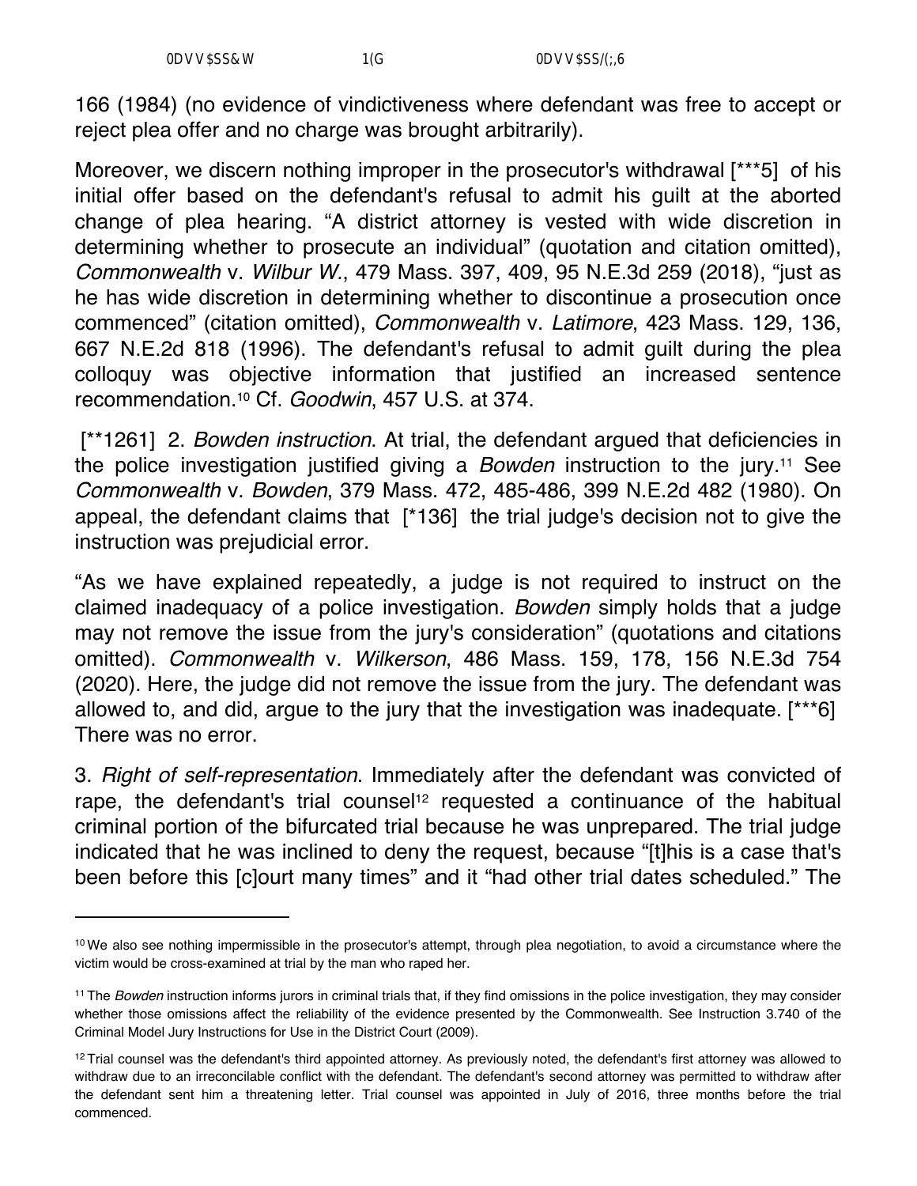166 (1984) (no evidence of vindictiveness where defendant was free to accept or reject plea offer and no charge was brought arbitrarily).

Moreover, we discern nothing improper in the prosecutor's withdrawal [***5] of his initial offer based on the defendant's refusal to admit his guilt at the aborted change of plea hearing. “A district attorney is vested with wide discretion in determining whether to prosecute an individual” (quotation and citation omitted), *Commonwealth* v. *Wilbur W.*, 479 Mass. 397, 409, 95 N.E.3d 259 (2018), “just as he has wide discretion in determining whether to discontinue a prosecution once commenced” (citation omitted), *Commonwealth* v. *Latimore*, 423 Mass. 129, 136, 667 N.E.2d 818 (1996). The defendant's refusal to admit guilt during the plea colloquy was objective information that justified an increased sentence recommendation.[10] Cf. *Goodwin*, 457 U.S. at 374.

[**1261] 2. *Bowden instruction*. At trial, the defendant argued that deficiencies in the police investigation justified giving a *Bowden* instruction to the jury.[11] See *Commonwealth* v. *Bowden*, 379 Mass. 472, 485-486, 399 N.E.2d 482 (1980). On appeal, the defendant claims that [*136] the trial judge's decision not to give the instruction was prejudicial error.

“As we have explained repeatedly, a judge is not required to instruct on the claimed inadequacy of a police investigation. *Bowden* simply holds that a judge may not remove the issue from the jury's consideration” (quotations and citations omitted). *Commonwealth* v. *Wilkerson*, 486 Mass. 159, 178, 156 N.E.3d 754 (2020). Here, the judge did not remove the issue from the jury. The defendant was allowed to, and did, argue to the jury that the investigation was inadequate. [***6] There was no error.

3. *Right of self-representation*. Immediately after the defendant was convicted of rape, the defendant's trial counsel[12] requested a continuance of the habitual criminal portion of the bifurcated trial because he was unprepared. The trial judge indicated that he was inclined to deny the request, because “[t]his is a case that's been before this [c]ourt many times” and it “had other trial dates scheduled.” The

---

[10] We also see nothing impermissible in the prosecutor's attempt, through plea negotiation, to avoid a circumstance where the victim would be cross-examined at trial by the man who raped her.

[11] The *Bowden* instruction informs jurors in criminal trials that, if they find omissions in the police investigation, they may consider whether those omissions affect the reliability of the evidence presented by the Commonwealth. See Instruction 3.740 of the Criminal Model Jury Instructions for Use in the District Court (2009).

[12] Trial counsel was the defendant's third appointed attorney. As previously noted, the defendant's first attorney was allowed to withdraw due to an irreconcilable conflict with the defendant. The defendant's second attorney was permitted to withdraw after the defendant sent him a threatening letter. Trial counsel was appointed in July of 2016, three months before the trial commenced.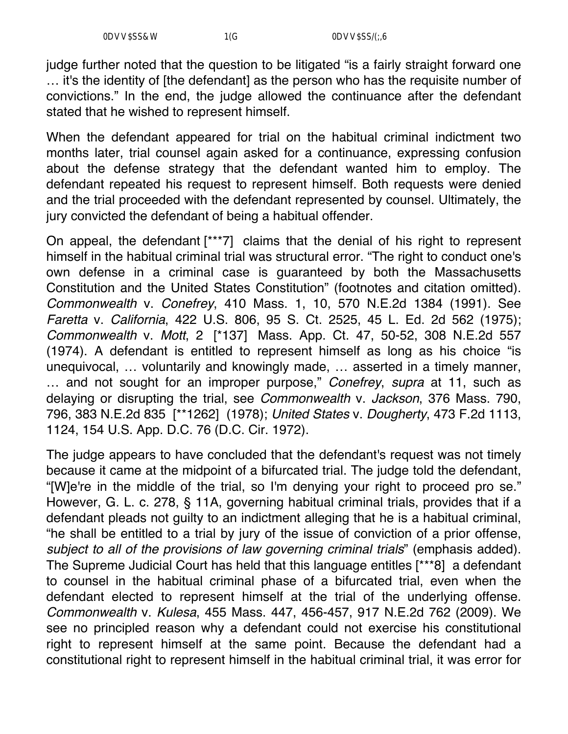judge further noted that the question to be litigated "is a fairly straight forward one … it's the identity of [the defendant] as the person who has the requisite number of convictions." In the end, the judge allowed the continuance after the defendant stated that he wished to represent himself.

When the defendant appeared for trial on the habitual criminal indictment two months later, trial counsel again asked for a continuance, expressing confusion about the defense strategy that the defendant wanted him to employ. The defendant repeated his request to represent himself. Both requests were denied and the trial proceeded with the defendant represented by counsel. Ultimately, the jury convicted the defendant of being a habitual offender.

On appeal, the defendant [***7] claims that the denial of his right to represent himself in the habitual criminal trial was structural error. "The right to conduct one's own defense in a criminal case is guaranteed by both the Massachusetts Constitution and the United States Constitution" (footnotes and citation omitted). *Commonwealth* v. *Conefrey*, 410 Mass. 1, 10, 570 N.E.2d 1384 (1991). See *Faretta* v. *California*, 422 U.S. 806, 95 S. Ct. 2525, 45 L. Ed. 2d 562 (1975); *Commonwealth* v. *Mott*, 2 [*137] Mass. App. Ct. 47, 50-52, 308 N.E.2d 557 (1974). A defendant is entitled to represent himself as long as his choice "is unequivocal, … voluntarily and knowingly made, … asserted in a timely manner, … and not sought for an improper purpose," *Conefrey*, *supra* at 11, such as delaying or disrupting the trial, see *Commonwealth* v. *Jackson*, 376 Mass. 790, 796, 383 N.E.2d 835 [**1262] (1978); *United States* v. *Dougherty*, 473 F.2d 1113, 1124, 154 U.S. App. D.C. 76 (D.C. Cir. 1972).

The judge appears to have concluded that the defendant's request was not timely because it came at the midpoint of a bifurcated trial. The judge told the defendant, "[W]e're in the middle of the trial, so I'm denying your right to proceed pro se." However, G. L. c. 278, § 11A, governing habitual criminal trials, provides that if a defendant pleads not guilty to an indictment alleging that he is a habitual criminal, "he shall be entitled to a trial by jury of the issue of conviction of a prior offense, *subject to all of the provisions of law governing criminal trials*" (emphasis added). The Supreme Judicial Court has held that this language entitles [***8] a defendant to counsel in the habitual criminal phase of a bifurcated trial, even when the defendant elected to represent himself at the trial of the underlying offense. *Commonwealth* v. *Kulesa*, 455 Mass. 447, 456-457, 917 N.E.2d 762 (2009). We see no principled reason why a defendant could not exercise his constitutional right to represent himself at the same point. Because the defendant had a constitutional right to represent himself in the habitual criminal trial, it was error for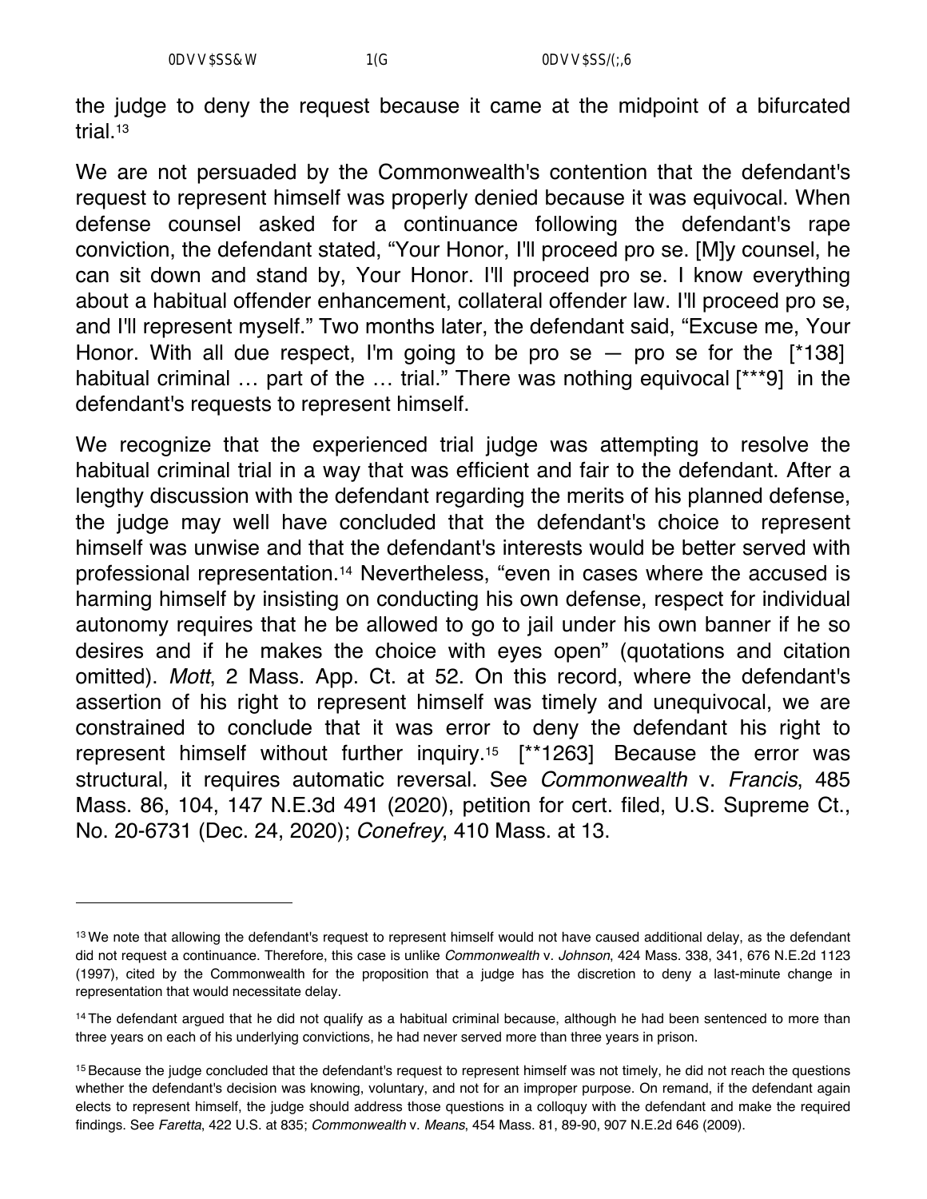the judge to deny the request because it came at the midpoint of a bifurcated trial.[13]

We are not persuaded by the Commonwealth's contention that the defendant's request to represent himself was properly denied because it was equivocal. When defense counsel asked for a continuance following the defendant's rape conviction, the defendant stated, "Your Honor, I'll proceed pro se. [M]y counsel, he can sit down and stand by, Your Honor. I'll proceed pro se. I know everything about a habitual offender enhancement, collateral offender law. I'll proceed pro se, and I'll represent myself." Two months later, the defendant said, "Excuse me, Your Honor. With all due respect, I'm going to be pro se — pro se for the [*138] habitual criminal … part of the … trial." There was nothing equivocal [***9] in the defendant's requests to represent himself.

We recognize that the experienced trial judge was attempting to resolve the habitual criminal trial in a way that was efficient and fair to the defendant. After a lengthy discussion with the defendant regarding the merits of his planned defense, the judge may well have concluded that the defendant's choice to represent himself was unwise and that the defendant's interests would be better served with professional representation.[14] Nevertheless, "even in cases where the accused is harming himself by insisting on conducting his own defense, respect for individual autonomy requires that he be allowed to go to jail under his own banner if he so desires and if he makes the choice with eyes open" (quotations and citation omitted). *Mott*, 2 Mass. App. Ct. at 52. On this record, where the defendant's assertion of his right to represent himself was timely and unequivocal, we are constrained to conclude that it was error to deny the defendant his right to represent himself without further inquiry.[15] [**1263] Because the error was structural, it requires automatic reversal. See *Commonwealth* v. *Francis*, 485 Mass. 86, 104, 147 N.E.3d 491 (2020), petition for cert. filed, U.S. Supreme Ct., No. 20-6731 (Dec. 24, 2020); *Conefrey*, 410 Mass. at 13.

---

[13] We note that allowing the defendant's request to represent himself would not have caused additional delay, as the defendant did not request a continuance. Therefore, this case is unlike *Commonwealth* v. *Johnson*, 424 Mass. 338, 341, 676 N.E.2d 1123 (1997), cited by the Commonwealth for the proposition that a judge has the discretion to deny a last-minute change in representation that would necessitate delay.

[14] The defendant argued that he did not qualify as a habitual criminal because, although he had been sentenced to more than three years on each of his underlying convictions, he had never served more than three years in prison.

[15] Because the judge concluded that the defendant's request to represent himself was not timely, he did not reach the questions whether the defendant's decision was knowing, voluntary, and not for an improper purpose. On remand, if the defendant again elects to represent himself, the judge should address those questions in a colloquy with the defendant and make the required findings. See *Faretta*, 422 U.S. at 835; *Commonwealth* v. *Means*, 454 Mass. 81, 89-90, 907 N.E.2d 646 (2009).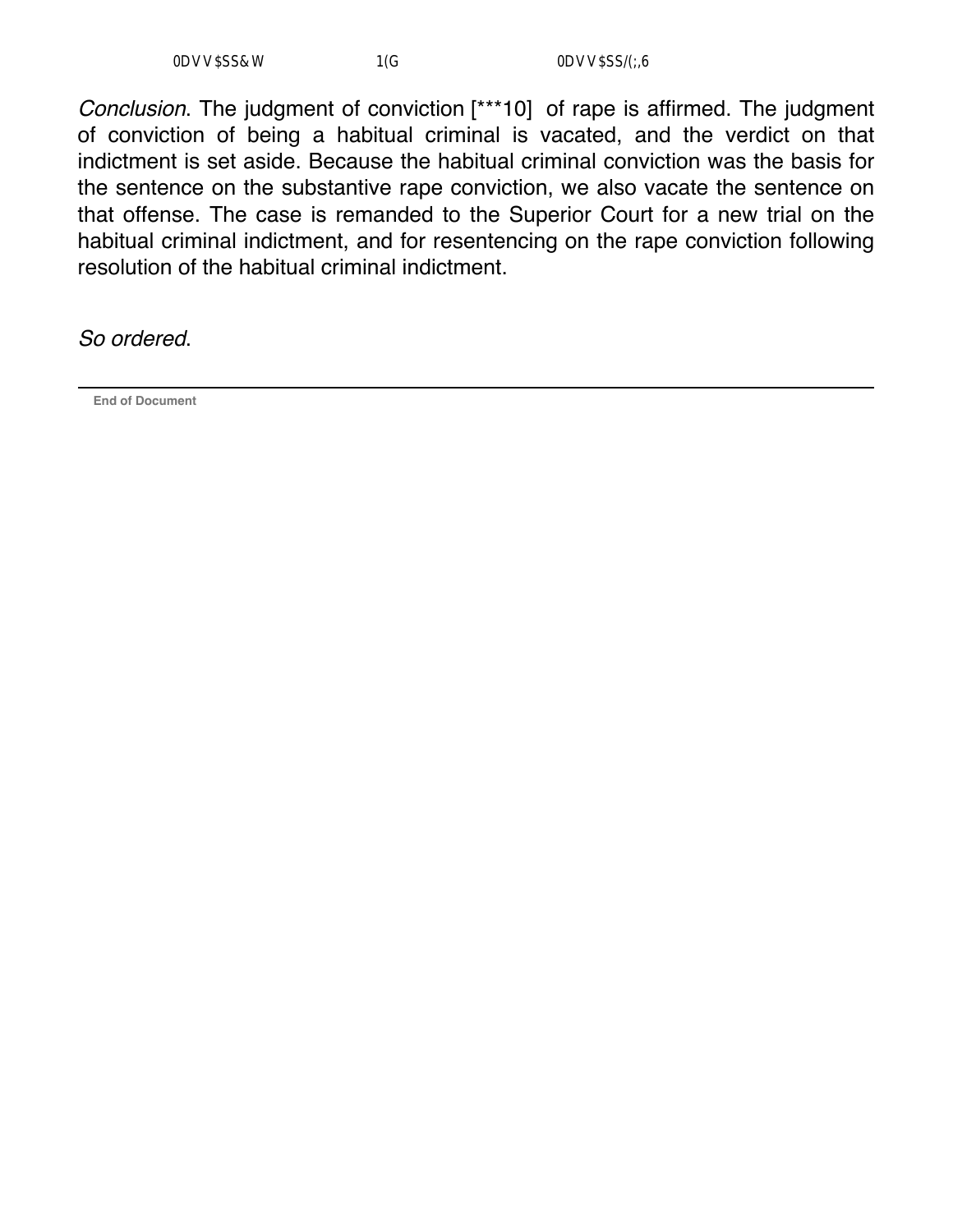*Conclusion*. The judgment of conviction [***10] of rape is affirmed. The judgment of conviction of being a habitual criminal is vacated, and the verdict on that indictment is set aside. Because the habitual criminal conviction was the basis for the sentence on the substantive rape conviction, we also vacate the sentence on that offense. The case is remanded to the Superior Court for a new trial on the habitual criminal indictment, and for resentencing on the rape conviction following resolution of the habitual criminal indictment.

*So ordered*.

---

End of Document